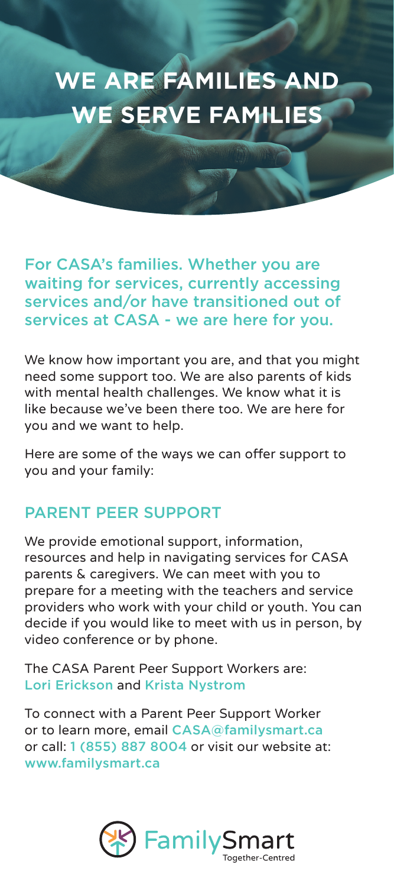# WE ARE FAMILIES AND WE SERVE FAMILIES

For CASA's families. Whether you are waiting for services, currently accessing services and/or have transitioned out of services at CASA - we are here for you.

We know how important you are, and that you might need some support too. We are also parents of kids with mental health challenges. We know what it is like because we've been there too. We are here for you and we want to help.

Here are some of the ways we can offer support to you and your family:

## PARENT PEER SUPPORT

We provide emotional support, information, resources and help in navigating services for CASA parents & caregivers. We can meet with you to prepare for a meeting with the teachers and service providers who work with your child or youth. You can decide if you would like to meet with us in person, by video conference or by phone.

The CASA Parent Peer Support Workers are: Lori Erickson and Krista Nystrom

To connect with a Parent Peer Support Worker or to learn more, email CASA@familysmart.ca or call: 1 (855) 887 8004 or visit our website at: www.familysmart.ca

FamilySmart
Together-Centred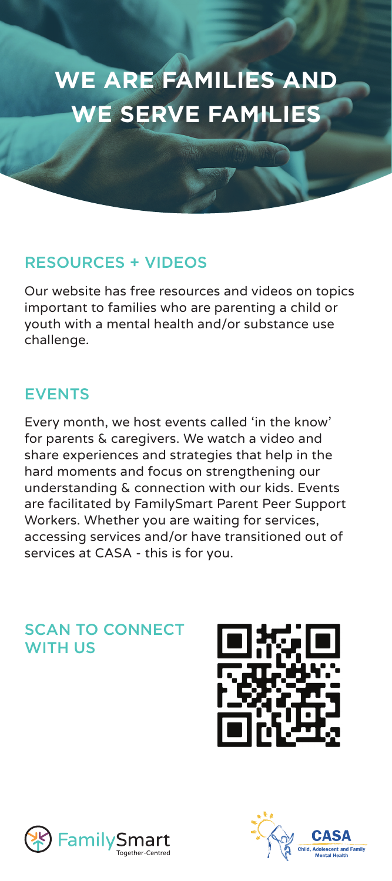# WE ARE FAMILIES AND WE SERVE FAMILIES

## RESOURCES + VIDEOS

Our website has free resources and videos on topics important to families who are parenting a child or youth with a mental health and/or substance use challenge.

## EVENTS

Every month, we host events called 'in the know' for parents & caregivers. We watch a video and share experiences and strategies that help in the hard moments and focus on strengthening our understanding & connection with our kids. Events are facilitated by FamilySmart Parent Peer Support Workers. Whether you are waiting for services, accessing services and/or have transitioned out of services at CASA - this is for you.

## SCAN TO CONNECT WITH US

FamilySmart
Together-Centred

CASA
Child, Adolescent and Family Mental Health